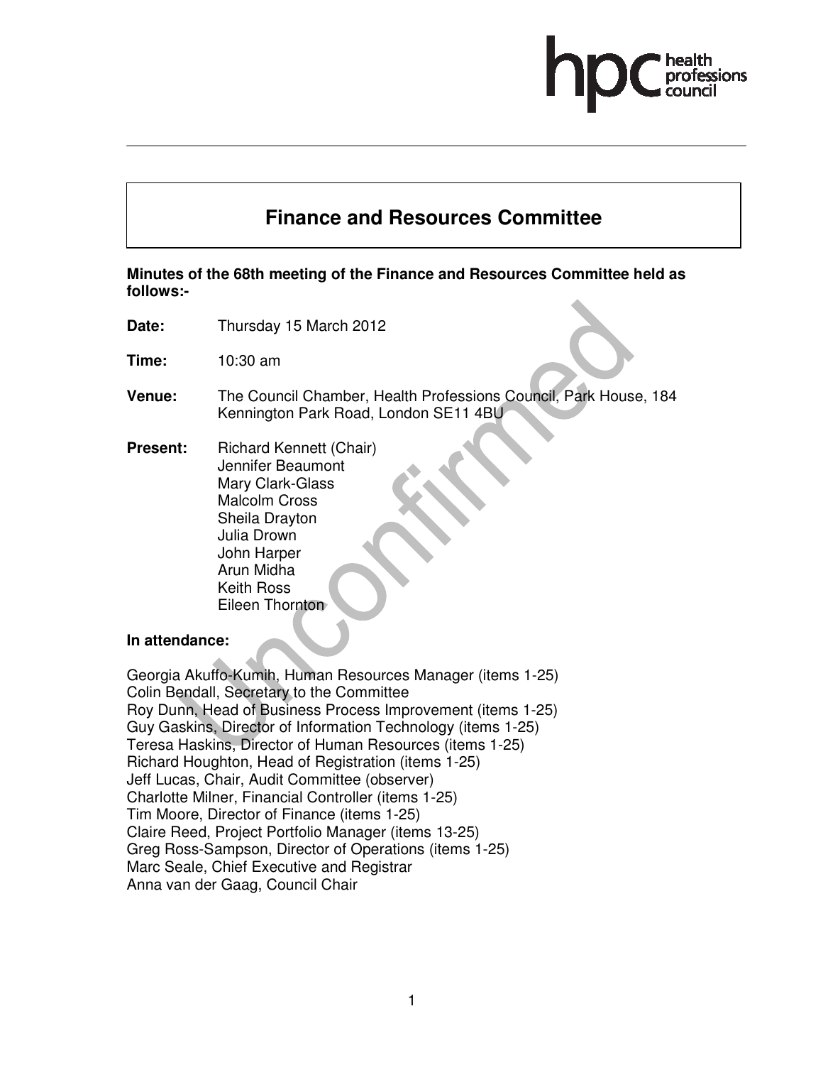# Finance and Resources Committee

**Minutes of the 68th meeting of the Finance and Resources Committee held as follows:-**

**Date:** Thursday 15 March 2012

**Time:** 10:30 am

**Venue:** The Council Chamber, Health Professions Council, Park House, 184 Kennington Park Road, London SE11 4BU

**Present:** Richard Kennett (Chair)
Jennifer Beaumont
Mary Clark-Glass
Malcolm Cross
Sheila Drayton
Julia Drown
John Harper
Arun Midha
Keith Ross
Eileen Thornton

**In attendance:**

Georgia Akuffo-Kumih, Human Resources Manager (items 1-25)
Colin Bendall, Secretary to the Committee
Roy Dunn, Head of Business Process Improvement (items 1-25)
Guy Gaskins, Director of Information Technology (items 1-25)
Teresa Haskins, Director of Human Resources (items 1-25)
Richard Houghton, Head of Registration (items 1-25)
Jeff Lucas, Chair, Audit Committee (observer)
Charlotte Milner, Financial Controller (items 1-25)
Tim Moore, Director of Finance (items 1-25)
Claire Reed, Project Portfolio Manager (items 13-25)
Greg Ross-Sampson, Director of Operations (items 1-25)
Marc Seale, Chief Executive and Registrar
Anna van der Gaag, Council Chair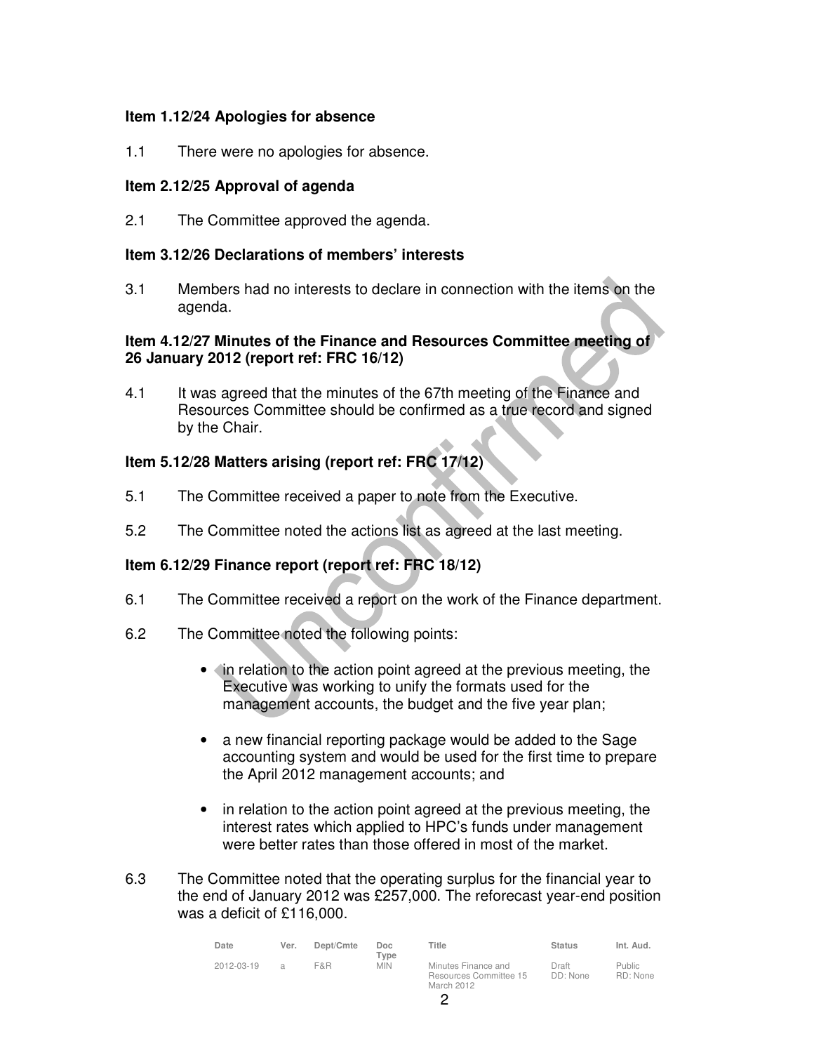**Item 1.12/24 Apologies for absence**

1.1 There were no apologies for absence.

**Item 2.12/25 Approval of agenda**

2.1 The Committee approved the agenda.

**Item 3.12/26 Declarations of members' interests**

3.1 Members had no interests to declare in connection with the items on the agenda.

**Item 4.12/27 Minutes of the Finance and Resources Committee meeting of 26 January 2012 (report ref: FRC 16/12)**

4.1 It was agreed that the minutes of the 67th meeting of the Finance and Resources Committee should be confirmed as a true record and signed by the Chair.

**Item 5.12/28 Matters arising (report ref: FRC 17/12)**

5.1 The Committee received a paper to note from the Executive.

5.2 The Committee noted the actions list as agreed at the last meeting.

**Item 6.12/29 Finance report (report ref: FRC 18/12)**

6.1 The Committee received a report on the work of the Finance department.

6.2 The Committee noted the following points:

- in relation to the action point agreed at the previous meeting, the Executive was working to unify the formats used for the management accounts, the budget and the five year plan;

- a new financial reporting package would be added to the Sage accounting system and would be used for the first time to prepare the April 2012 management accounts; and

- in relation to the action point agreed at the previous meeting, the interest rates which applied to HPC's funds under management were better rates than those offered in most of the market.

6.3 The Committee noted that the operating surplus for the financial year to the end of January 2012 was £257,000. The reforecast year-end position was a deficit of £116,000.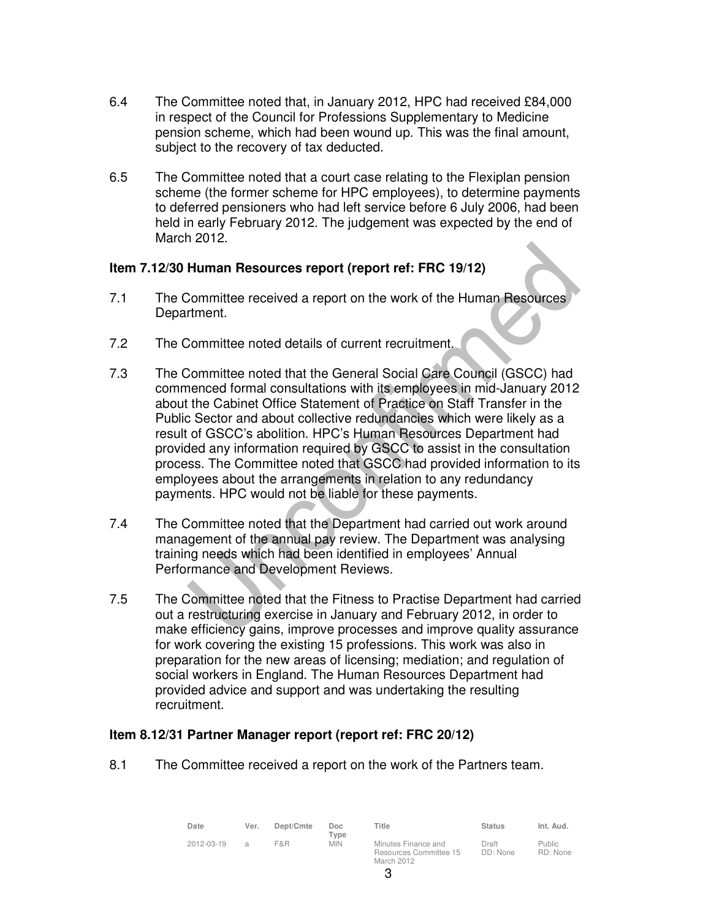6.4 The Committee noted that, in January 2012, HPC had received £84,000 in respect of the Council for Professions Supplementary to Medicine pension scheme, which had been wound up. This was the final amount, subject to the recovery of tax deducted.

6.5 The Committee noted that a court case relating to the Flexiplan pension scheme (the former scheme for HPC employees), to determine payments to deferred pensioners who had left service before 6 July 2006, had been held in early February 2012. The judgement was expected by the end of March 2012.

**Item 7.12/30 Human Resources report (report ref: FRC 19/12)**

7.1 The Committee received a report on the work of the Human Resources Department.

7.2 The Committee noted details of current recruitment.

7.3 The Committee noted that the General Social Care Council (GSCC) had commenced formal consultations with its employees in mid-January 2012 about the Cabinet Office Statement of Practice on Staff Transfer in the Public Sector and about collective redundancies which were likely as a result of GSCC's abolition. HPC's Human Resources Department had provided any information required by GSCC to assist in the consultation process. The Committee noted that GSCC had provided information to its employees about the arrangements in relation to any redundancy payments. HPC would not be liable for these payments.

7.4 The Committee noted that the Department had carried out work around management of the annual pay review. The Department was analysing training needs which had been identified in employees' Annual Performance and Development Reviews.

7.5 The Committee noted that the Fitness to Practise Department had carried out a restructuring exercise in January and February 2012, in order to make efficiency gains, improve processes and improve quality assurance for work covering the existing 15 professions. This work was also in preparation for the new areas of licensing; mediation; and regulation of social workers in England. The Human Resources Department had provided advice and support and was undertaking the resulting recruitment.

**Item 8.12/31 Partner Manager report (report ref: FRC 20/12)**

8.1 The Committee received a report on the work of the Partners team.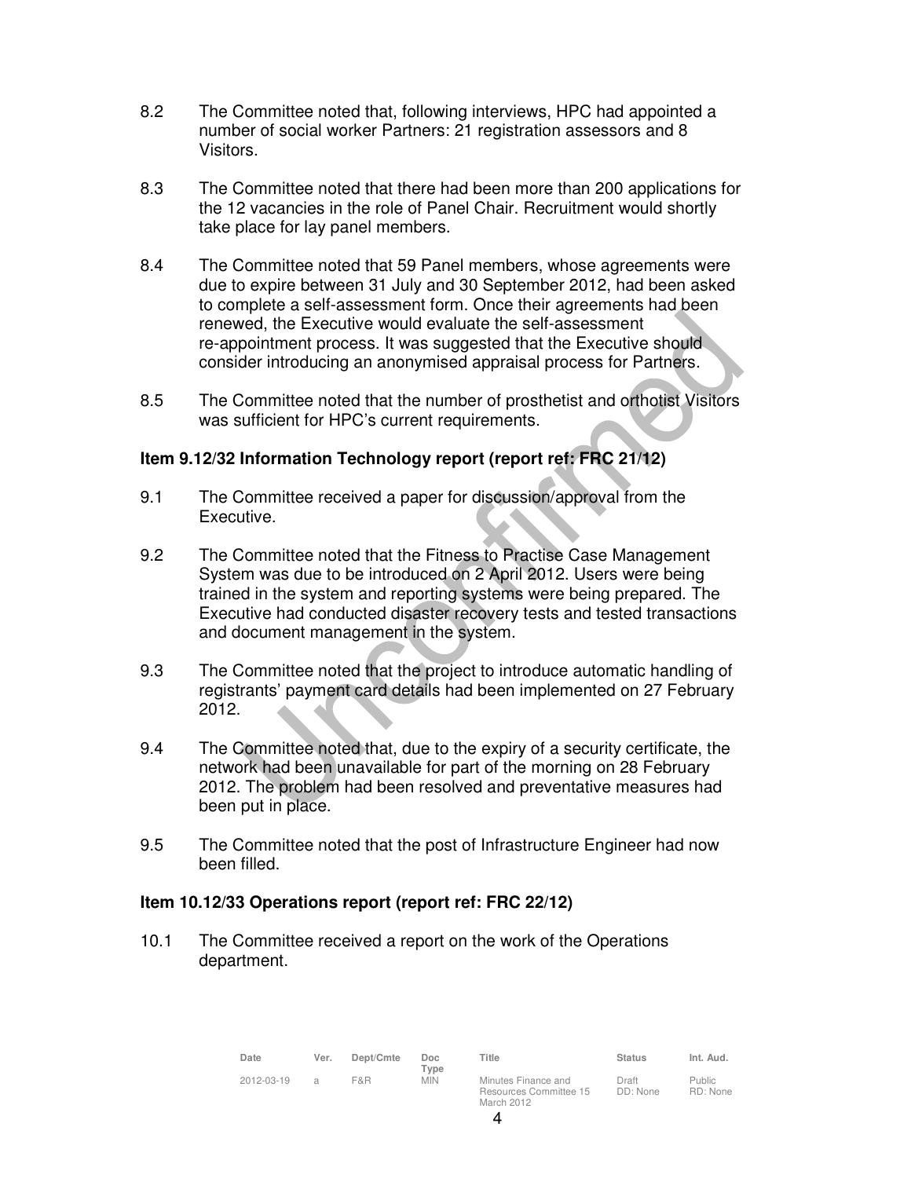8.2 The Committee noted that, following interviews, HPC had appointed a number of social worker Partners: 21 registration assessors and 8 Visitors.

8.3 The Committee noted that there had been more than 200 applications for the 12 vacancies in the role of Panel Chair. Recruitment would shortly take place for lay panel members.

8.4 The Committee noted that 59 Panel members, whose agreements were due to expire between 31 July and 30 September 2012, had been asked to complete a self-assessment form. Once their agreements had been renewed, the Executive would evaluate the self-assessment re-appointment process. It was suggested that the Executive should consider introducing an anonymised appraisal process for Partners.

8.5 The Committee noted that the number of prosthetist and orthotist Visitors was sufficient for HPC's current requirements.

**Item 9.12/32 Information Technology report (report ref: FRC 21/12)**

9.1 The Committee received a paper for discussion/approval from the Executive.

9.2 The Committee noted that the Fitness to Practise Case Management System was due to be introduced on 2 April 2012. Users were being trained in the system and reporting systems were being prepared. The Executive had conducted disaster recovery tests and tested transactions and document management in the system.

9.3 The Committee noted that the project to introduce automatic handling of registrants' payment card details had been implemented on 27 February 2012.

9.4 The Committee noted that, due to the expiry of a security certificate, the network had been unavailable for part of the morning on 28 February 2012. The problem had been resolved and preventative measures had been put in place.

9.5 The Committee noted that the post of Infrastructure Engineer had now been filled.

**Item 10.12/33 Operations report (report ref: FRC 22/12)**

10.1 The Committee received a report on the work of the Operations department.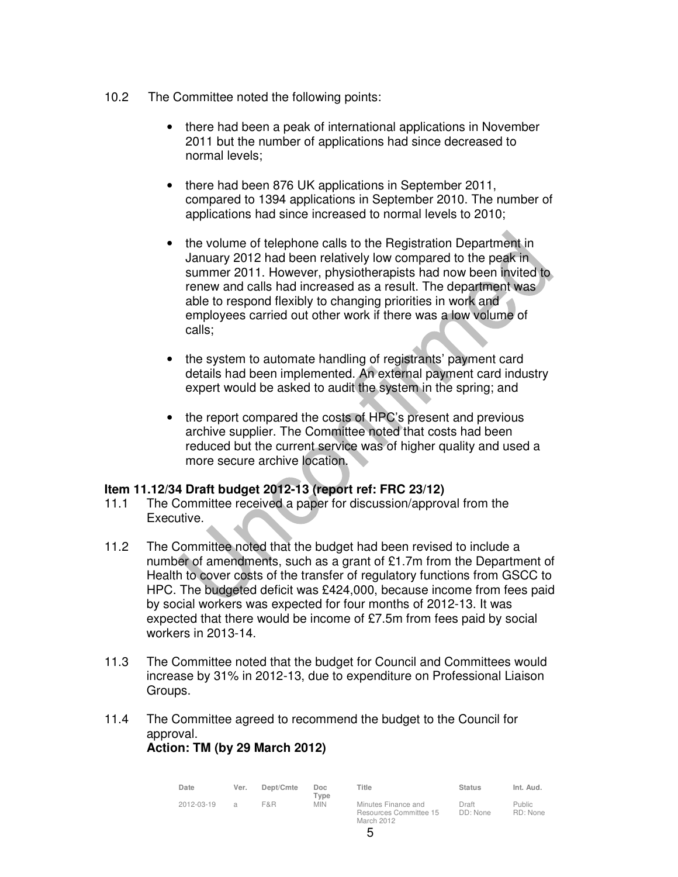10.2 The Committee noted the following points:

- there had been a peak of international applications in November 2011 but the number of applications had since decreased to normal levels;

- there had been 876 UK applications in September 2011, compared to 1394 applications in September 2010. The number of applications had since increased to normal levels to 2010;

- the volume of telephone calls to the Registration Department in January 2012 had been relatively low compared to the peak in summer 2011. However, physiotherapists had now been invited to renew and calls had increased as a result. The department was able to respond flexibly to changing priorities in work and employees carried out other work if there was a low volume of calls;

- the system to automate handling of registrants' payment card details had been implemented. An external payment card industry expert would be asked to audit the system in the spring; and

- the report compared the costs of HPC's present and previous archive supplier. The Committee noted that costs had been reduced but the current service was of higher quality and used a more secure archive location.

**Item 11.12/34 Draft budget 2012-13 (report ref: FRC 23/12)**

11.1 The Committee received a paper for discussion/approval from the Executive.

11.2 The Committee noted that the budget had been revised to include a number of amendments, such as a grant of £1.7m from the Department of Health to cover costs of the transfer of regulatory functions from GSCC to HPC. The budgeted deficit was £424,000, because income from fees paid by social workers was expected for four months of 2012-13. It was expected that there would be income of £7.5m from fees paid by social workers in 2013-14.

11.3 The Committee noted that the budget for Council and Committees would increase by 31% in 2012-13, due to expenditure on Professional Liaison Groups.

11.4 The Committee agreed to recommend the budget to the Council for approval.
**Action: TM (by 29 March 2012)**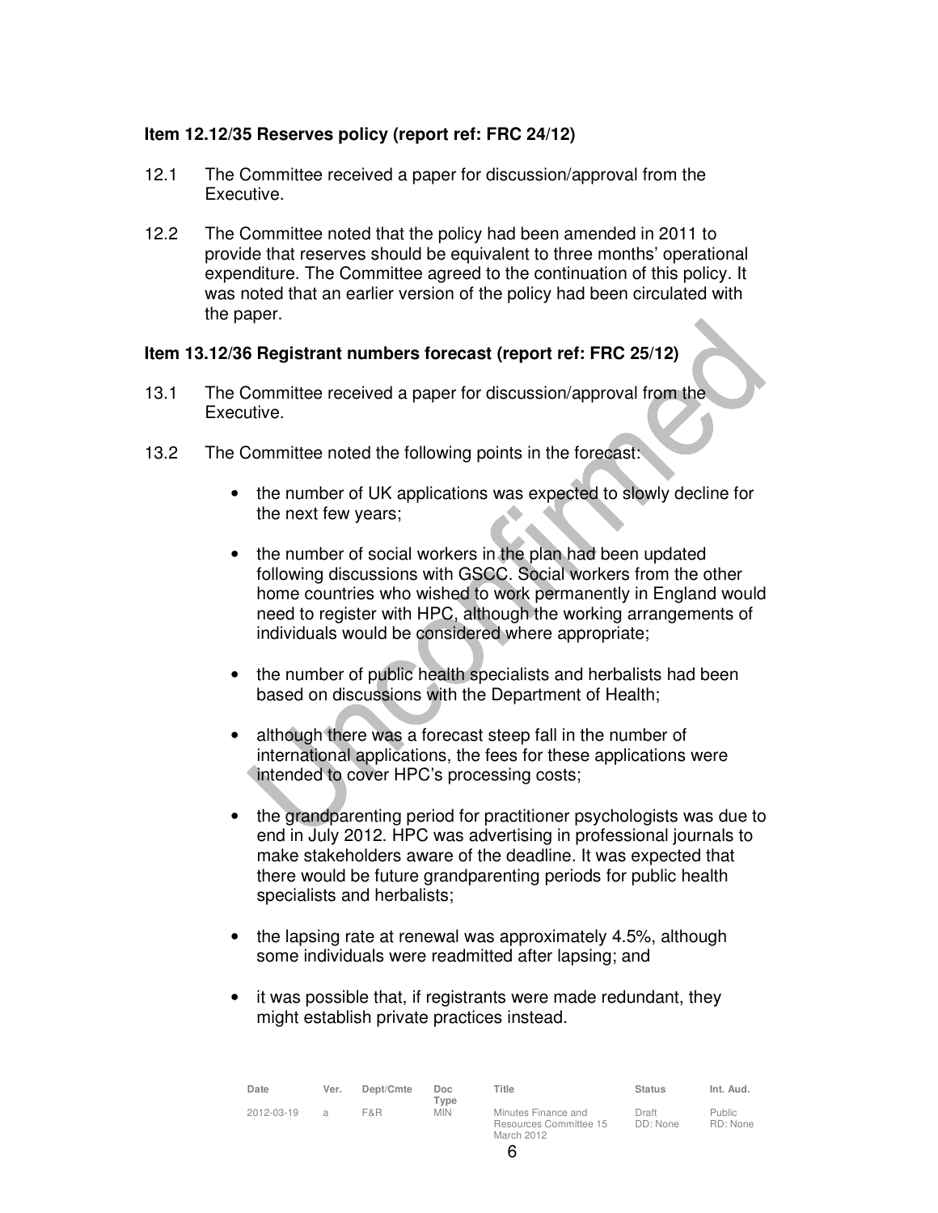**Item 12.12/35 Reserves policy (report ref: FRC 24/12)**

12.1 The Committee received a paper for discussion/approval from the Executive.

12.2 The Committee noted that the policy had been amended in 2011 to provide that reserves should be equivalent to three months' operational expenditure. The Committee agreed to the continuation of this policy. It was noted that an earlier version of the policy had been circulated with the paper.

**Item 13.12/36 Registrant numbers forecast (report ref: FRC 25/12)**

13.1 The Committee received a paper for discussion/approval from the Executive.

13.2 The Committee noted the following points in the forecast:

- the number of UK applications was expected to slowly decline for the next few years;
- the number of social workers in the plan had been updated following discussions with GSCC. Social workers from the other home countries who wished to work permanently in England would need to register with HPC, although the working arrangements of individuals would be considered where appropriate;
- the number of public health specialists and herbalists had been based on discussions with the Department of Health;
- although there was a forecast steep fall in the number of international applications, the fees for these applications were intended to cover HPC's processing costs;
- the grandparenting period for practitioner psychologists was due to end in July 2012. HPC was advertising in professional journals to make stakeholders aware of the deadline. It was expected that there would be future grandparenting periods for public health specialists and herbalists;
- the lapsing rate at renewal was approximately 4.5%, although some individuals were readmitted after lapsing; and
- it was possible that, if registrants were made redundant, they might establish private practices instead.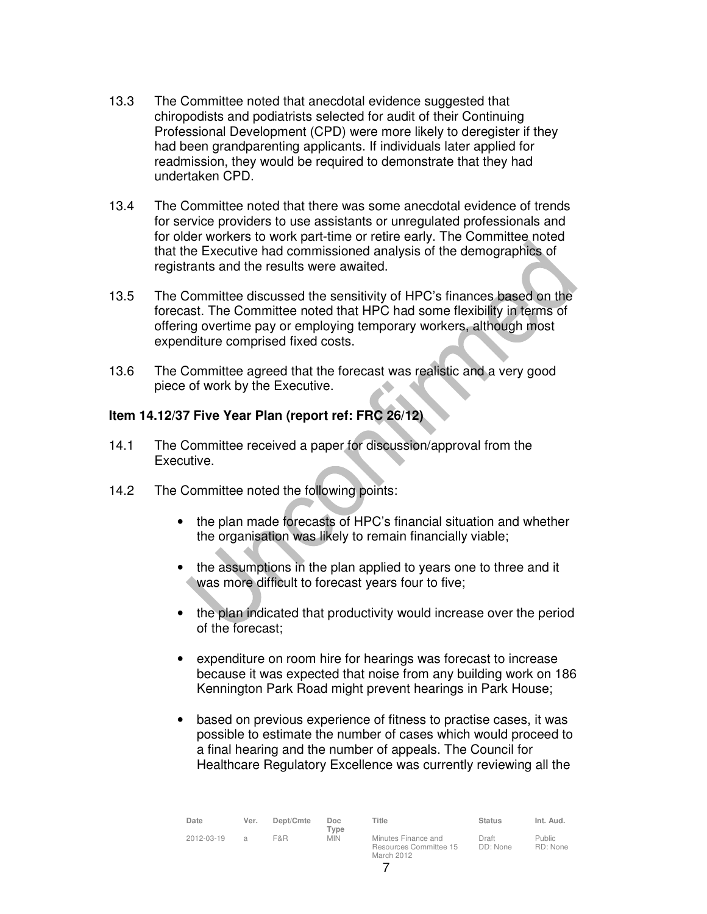13.3 The Committee noted that anecdotal evidence suggested that chiropodists and podiatrists selected for audit of their Continuing Professional Development (CPD) were more likely to deregister if they had been grandparenting applicants. If individuals later applied for readmission, they would be required to demonstrate that they had undertaken CPD.

13.4 The Committee noted that there was some anecdotal evidence of trends for service providers to use assistants or unregulated professionals and for older workers to work part-time or retire early. The Committee noted that the Executive had commissioned analysis of the demographics of registrants and the results were awaited.

13.5 The Committee discussed the sensitivity of HPC's finances based on the forecast. The Committee noted that HPC had some flexibility in terms of offering overtime pay or employing temporary workers, although most expenditure comprised fixed costs.

13.6 The Committee agreed that the forecast was realistic and a very good piece of work by the Executive.

**Item 14.12/37 Five Year Plan (report ref: FRC 26/12)**

14.1 The Committee received a paper for discussion/approval from the Executive.

14.2 The Committee noted the following points:

- the plan made forecasts of HPC's financial situation and whether the organisation was likely to remain financially viable;

- the assumptions in the plan applied to years one to three and it was more difficult to forecast years four to five;

- the plan indicated that productivity would increase over the period of the forecast;

- expenditure on room hire for hearings was forecast to increase because it was expected that noise from any building work on 186 Kennington Park Road might prevent hearings in Park House;

- based on previous experience of fitness to practise cases, it was possible to estimate the number of cases which would proceed to a final hearing and the number of appeals. The Council for Healthcare Regulatory Excellence was currently reviewing all the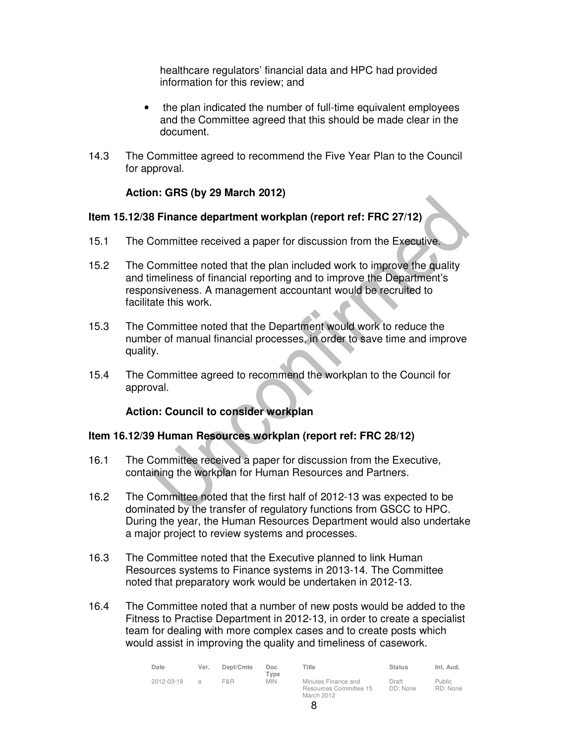healthcare regulators' financial data and HPC had provided information for this review; and

- the plan indicated the number of full-time equivalent employees and the Committee agreed that this should be made clear in the document.

14.3 The Committee agreed to recommend the Five Year Plan to the Council for approval.

**Action: GRS (by 29 March 2012)**

**Item 15.12/38 Finance department workplan (report ref: FRC 27/12)**

15.1 The Committee received a paper for discussion from the Executive.

15.2 The Committee noted that the plan included work to improve the quality and timeliness of financial reporting and to improve the Department's responsiveness. A management accountant would be recruited to facilitate this work.

15.3 The Committee noted that the Department would work to reduce the number of manual financial processes, in order to save time and improve quality.

15.4 The Committee agreed to recommend the workplan to the Council for approval.

**Action: Council to consider workplan**

**Item 16.12/39 Human Resources workplan (report ref: FRC 28/12)**

16.1 The Committee received a paper for discussion from the Executive, containing the workplan for Human Resources and Partners.

16.2 The Committee noted that the first half of 2012-13 was expected to be dominated by the transfer of regulatory functions from GSCC to HPC. During the year, the Human Resources Department would also undertake a major project to review systems and processes.

16.3 The Committee noted that the Executive planned to link Human Resources systems to Finance systems in 2013-14. The Committee noted that preparatory work would be undertaken in 2012-13.

16.4 The Committee noted that a number of new posts would be added to the Fitness to Practise Department in 2012-13, in order to create a specialist team for dealing with more complex cases and to create posts which would assist in improving the quality and timeliness of casework.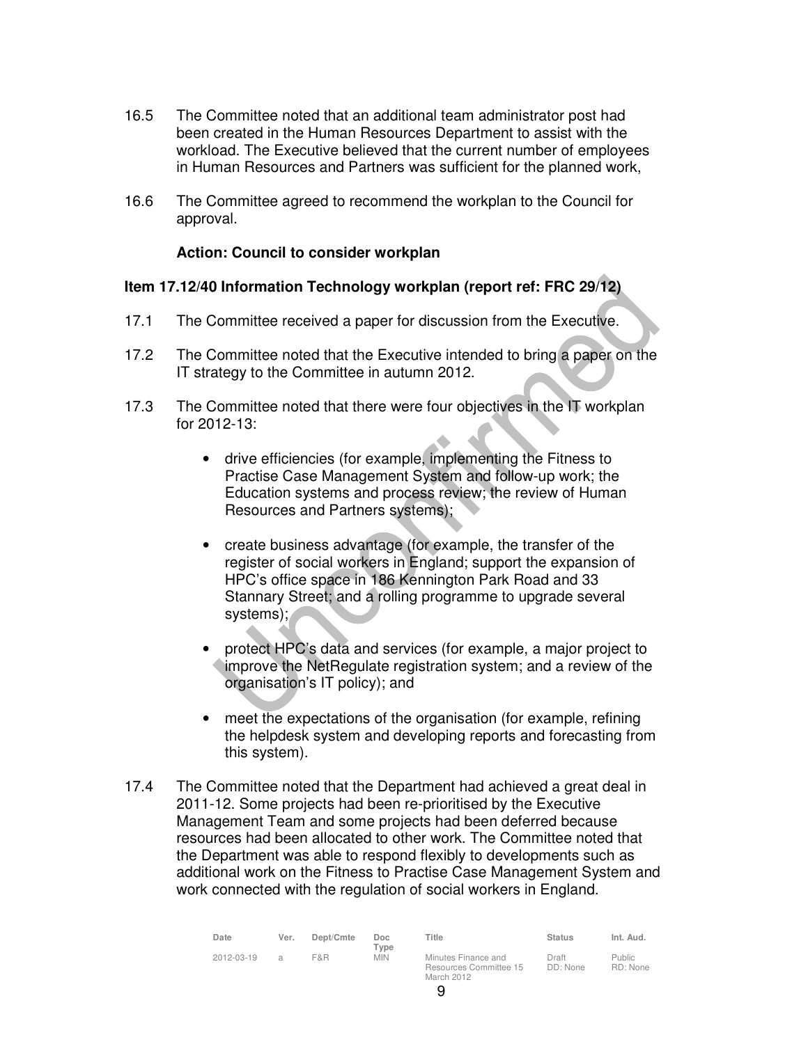16.5 The Committee noted that an additional team administrator post had been created in the Human Resources Department to assist with the workload. The Executive believed that the current number of employees in Human Resources and Partners was sufficient for the planned work,

16.6 The Committee agreed to recommend the workplan to the Council for approval.

**Action: Council to consider workplan**

**Item 17.12/40 Information Technology workplan (report ref: FRC 29/12)**

17.1 The Committee received a paper for discussion from the Executive.

17.2 The Committee noted that the Executive intended to bring a paper on the IT strategy to the Committee in autumn 2012.

17.3 The Committee noted that there were four objectives in the IT workplan for 2012-13:

- drive efficiencies (for example, implementing the Fitness to Practise Case Management System and follow-up work; the Education systems and process review; the review of Human Resources and Partners systems);

- create business advantage (for example, the transfer of the register of social workers in England; support the expansion of HPC's office space in 186 Kennington Park Road and 33 Stannary Street; and a rolling programme to upgrade several systems);

- protect HPC's data and services (for example, a major project to improve the NetRegulate registration system; and a review of the organisation's IT policy); and

- meet the expectations of the organisation (for example, refining the helpdesk system and developing reports and forecasting from this system).

17.4 The Committee noted that the Department had achieved a great deal in 2011-12. Some projects had been re-prioritised by the Executive Management Team and some projects had been deferred because resources had been allocated to other work. The Committee noted that the Department was able to respond flexibly to developments such as additional work on the Fitness to Practise Case Management System and work connected with the regulation of social workers in England.

| Date | Ver. | Dept/Cmte | Doc Type | Title | Status | Int. Aud. |
|---|---|---|---|---|---|---|
| 2012-03-19 | a | F&R | MIN | Minutes Finance and Resources Committee 15 March 2012 | Draft DD: None | Public RD: None |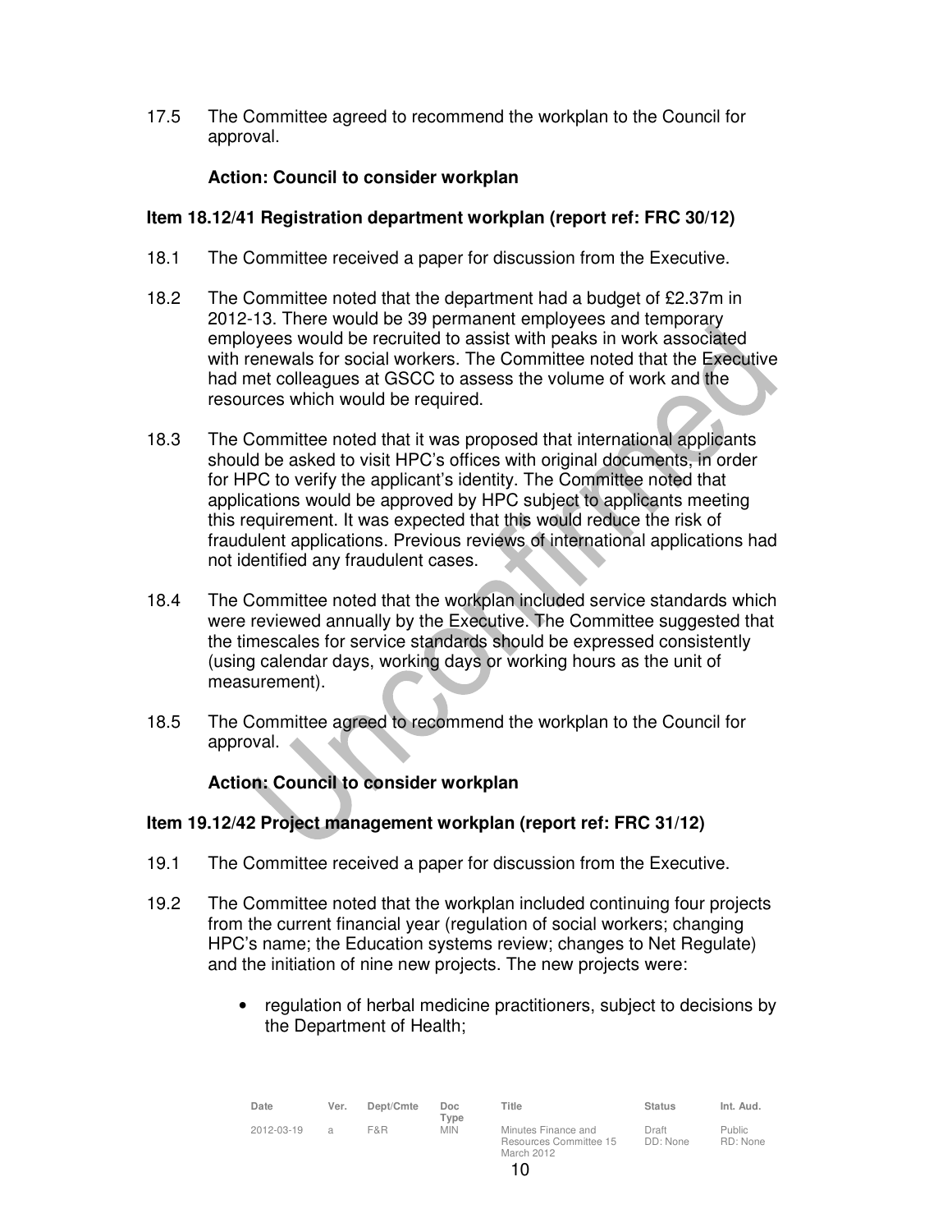17.5 The Committee agreed to recommend the workplan to the Council for approval.

**Action: Council to consider workplan**

**Item 18.12/41 Registration department workplan (report ref: FRC 30/12)**

18.1 The Committee received a paper for discussion from the Executive.

18.2 The Committee noted that the department had a budget of £2.37m in 2012-13. There would be 39 permanent employees and temporary employees would be recruited to assist with peaks in work associated with renewals for social workers. The Committee noted that the Executive had met colleagues at GSCC to assess the volume of work and the resources which would be required.

18.3 The Committee noted that it was proposed that international applicants should be asked to visit HPC's offices with original documents, in order for HPC to verify the applicant's identity. The Committee noted that applications would be approved by HPC subject to applicants meeting this requirement. It was expected that this would reduce the risk of fraudulent applications. Previous reviews of international applications had not identified any fraudulent cases.

18.4 The Committee noted that the workplan included service standards which were reviewed annually by the Executive. The Committee suggested that the timescales for service standards should be expressed consistently (using calendar days, working days or working hours as the unit of measurement).

18.5 The Committee agreed to recommend the workplan to the Council for approval.

**Action: Council to consider workplan**

**Item 19.12/42 Project management workplan (report ref: FRC 31/12)**

19.1 The Committee received a paper for discussion from the Executive.

19.2 The Committee noted that the workplan included continuing four projects from the current financial year (regulation of social workers; changing HPC's name; the Education systems review; changes to Net Regulate) and the initiation of nine new projects. The new projects were:

- regulation of herbal medicine practitioners, subject to decisions by the Department of Health;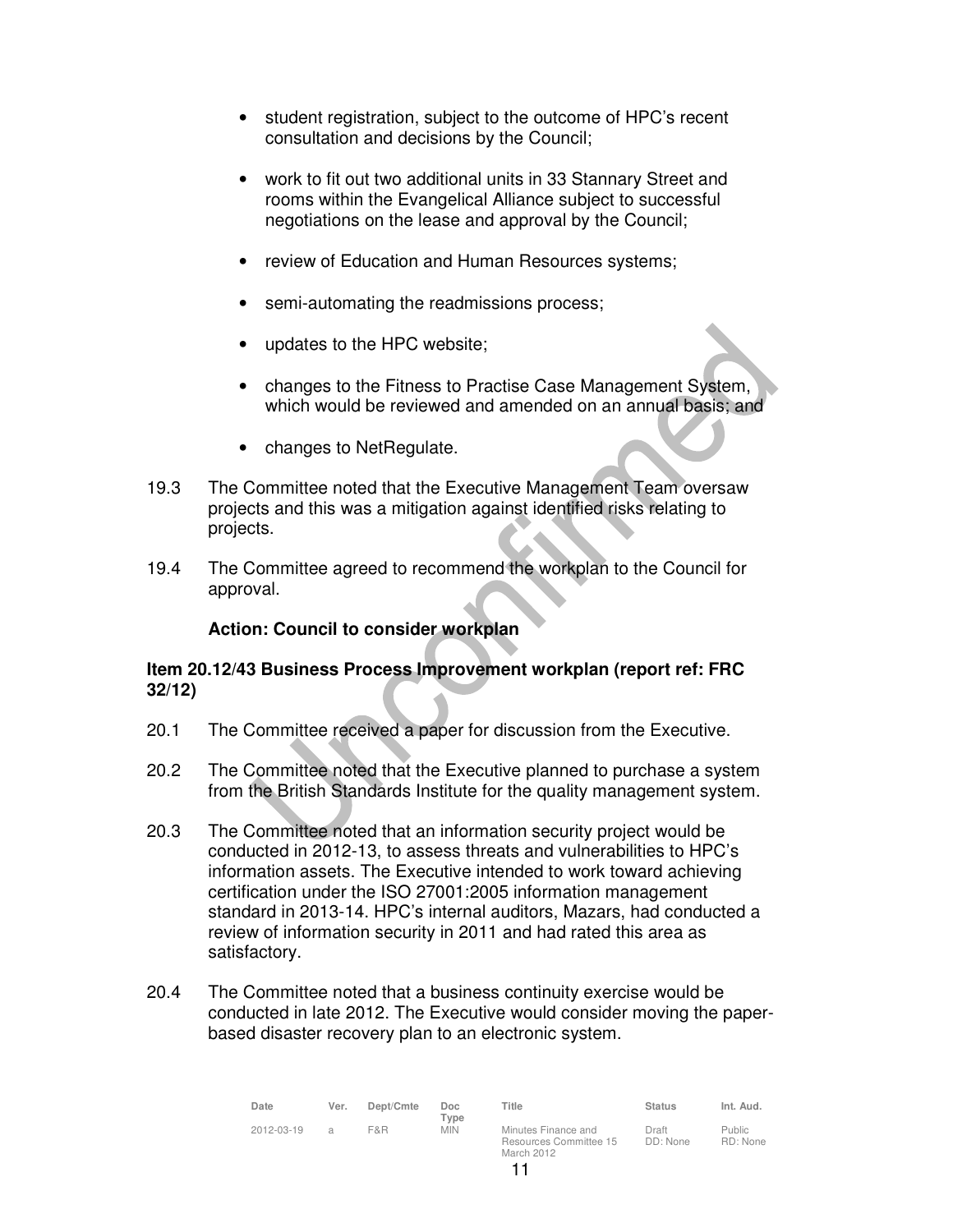- student registration, subject to the outcome of HPC's recent consultation and decisions by the Council;
- work to fit out two additional units in 33 Stannary Street and rooms within the Evangelical Alliance subject to successful negotiations on the lease and approval by the Council;
- review of Education and Human Resources systems;
- semi-automating the readmissions process;
- updates to the HPC website;
- changes to the Fitness to Practise Case Management System, which would be reviewed and amended on an annual basis; and
- changes to NetRegulate.

19.3 The Committee noted that the Executive Management Team oversaw projects and this was a mitigation against identified risks relating to projects.

19.4 The Committee agreed to recommend the workplan to the Council for approval.

**Action: Council to consider workplan**

**Item 20.12/43 Business Process Improvement workplan (report ref: FRC 32/12)**

20.1 The Committee received a paper for discussion from the Executive.

20.2 The Committee noted that the Executive planned to purchase a system from the British Standards Institute for the quality management system.

20.3 The Committee noted that an information security project would be conducted in 2012-13, to assess threats and vulnerabilities to HPC's information assets. The Executive intended to work toward achieving certification under the ISO 27001:2005 information management standard in 2013-14. HPC's internal auditors, Mazars, had conducted a review of information security in 2011 and had rated this area as satisfactory.

20.4 The Committee noted that a business continuity exercise would be conducted in late 2012. The Executive would consider moving the paper-based disaster recovery plan to an electronic system.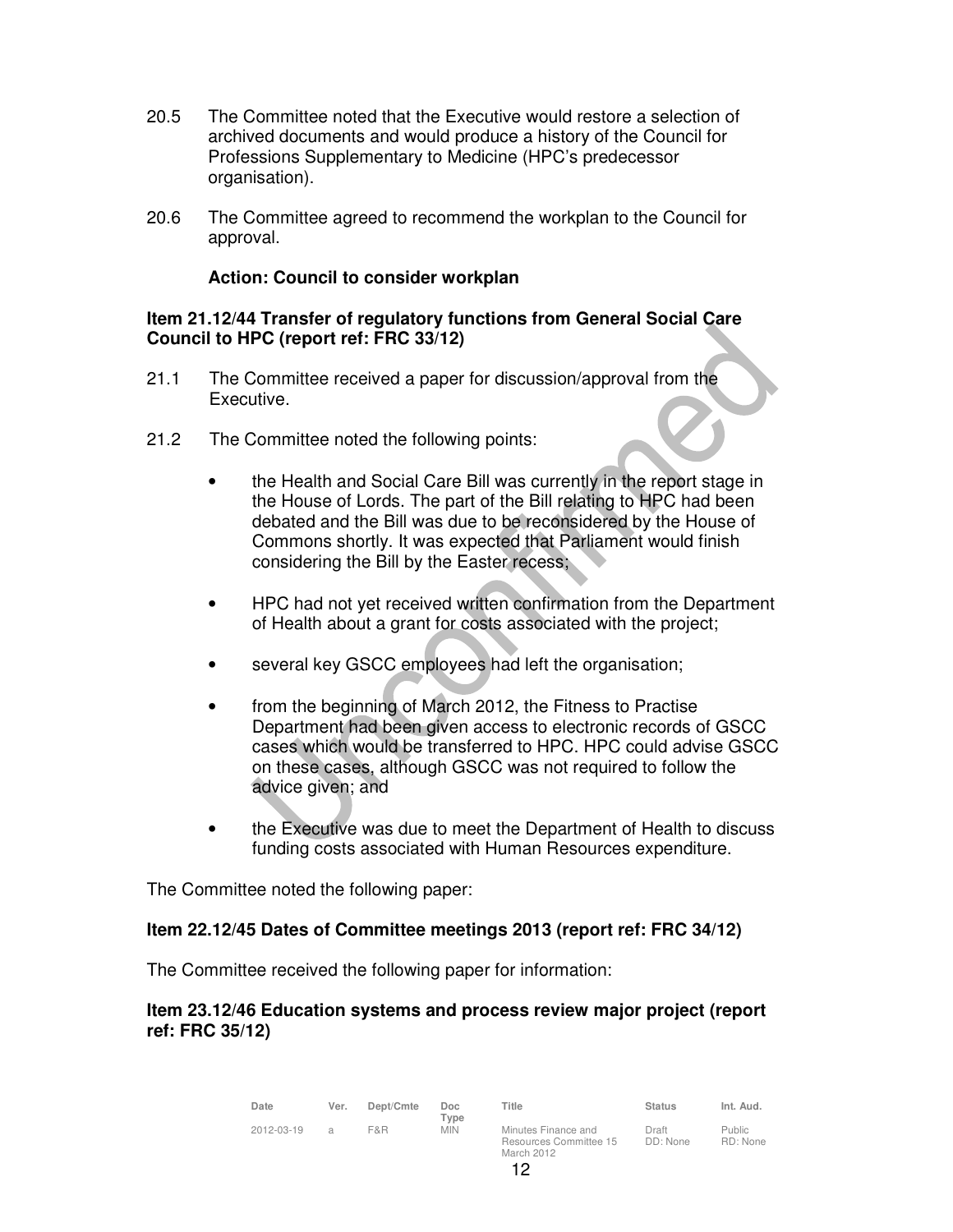20.5 The Committee noted that the Executive would restore a selection of archived documents and would produce a history of the Council for Professions Supplementary to Medicine (HPC's predecessor organisation).

20.6 The Committee agreed to recommend the workplan to the Council for approval.

**Action: Council to consider workplan**

**Item 21.12/44 Transfer of regulatory functions from General Social Care Council to HPC (report ref: FRC 33/12)**

21.1 The Committee received a paper for discussion/approval from the Executive.

21.2 The Committee noted the following points:

- the Health and Social Care Bill was currently in the report stage in the House of Lords. The part of the Bill relating to HPC had been debated and the Bill was due to be reconsidered by the House of Commons shortly. It was expected that Parliament would finish considering the Bill by the Easter recess;
- HPC had not yet received written confirmation from the Department of Health about a grant for costs associated with the project;
- several key GSCC employees had left the organisation;
- from the beginning of March 2012, the Fitness to Practise Department had been given access to electronic records of GSCC cases which would be transferred to HPC. HPC could advise GSCC on these cases, although GSCC was not required to follow the advice given; and
- the Executive was due to meet the Department of Health to discuss funding costs associated with Human Resources expenditure.

The Committee noted the following paper:

**Item 22.12/45 Dates of Committee meetings 2013 (report ref: FRC 34/12)**

The Committee received the following paper for information:

**Item 23.12/46 Education systems and process review major project (report ref: FRC 35/12)**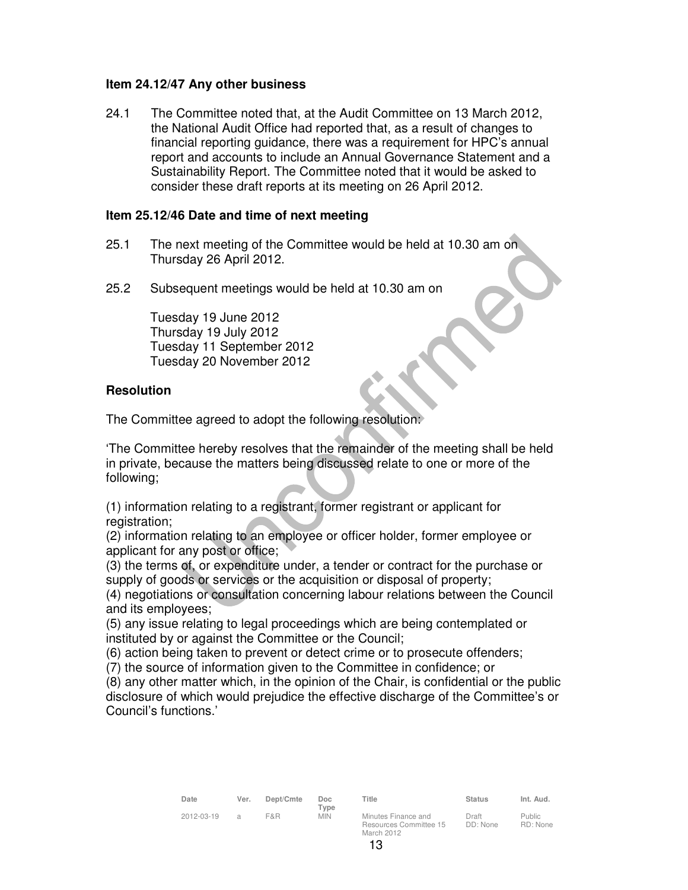**Item 24.12/47 Any other business**

24.1 The Committee noted that, at the Audit Committee on 13 March 2012, the National Audit Office had reported that, as a result of changes to financial reporting guidance, there was a requirement for HPC's annual report and accounts to include an Annual Governance Statement and a Sustainability Report. The Committee noted that it would be asked to consider these draft reports at its meeting on 26 April 2012.

**Item 25.12/46 Date and time of next meeting**

25.1 The next meeting of the Committee would be held at 10.30 am on Thursday 26 April 2012.

25.2 Subsequent meetings would be held at 10.30 am on

Tuesday 19 June 2012
Thursday 19 July 2012
Tuesday 11 September 2012
Tuesday 20 November 2012

**Resolution**

The Committee agreed to adopt the following resolution:

'The Committee hereby resolves that the remainder of the meeting shall be held in private, because the matters being discussed relate to one or more of the following;

(1) information relating to a registrant, former registrant or applicant for registration;
(2) information relating to an employee or officer holder, former employee or applicant for any post or office;
(3) the terms of, or expenditure under, a tender or contract for the purchase or supply of goods or services or the acquisition or disposal of property;
(4) negotiations or consultation concerning labour relations between the Council and its employees;
(5) any issue relating to legal proceedings which are being contemplated or instituted by or against the Committee or the Council;
(6) action being taken to prevent or detect crime or to prosecute offenders;
(7) the source of information given to the Committee in confidence; or
(8) any other matter which, in the opinion of the Chair, is confidential or the public disclosure of which would prejudice the effective discharge of the Committee's or Council's functions.'

| Date | Ver. | Dept/Cmte | Doc Type | Title | Status | Int. Aud. |
|---|---|---|---|---|---|---|
| 2012-03-19 | a | F&R | MIN | Minutes Finance and Resources Committee 15 March 2012 | Draft DD: None | Public RD: None |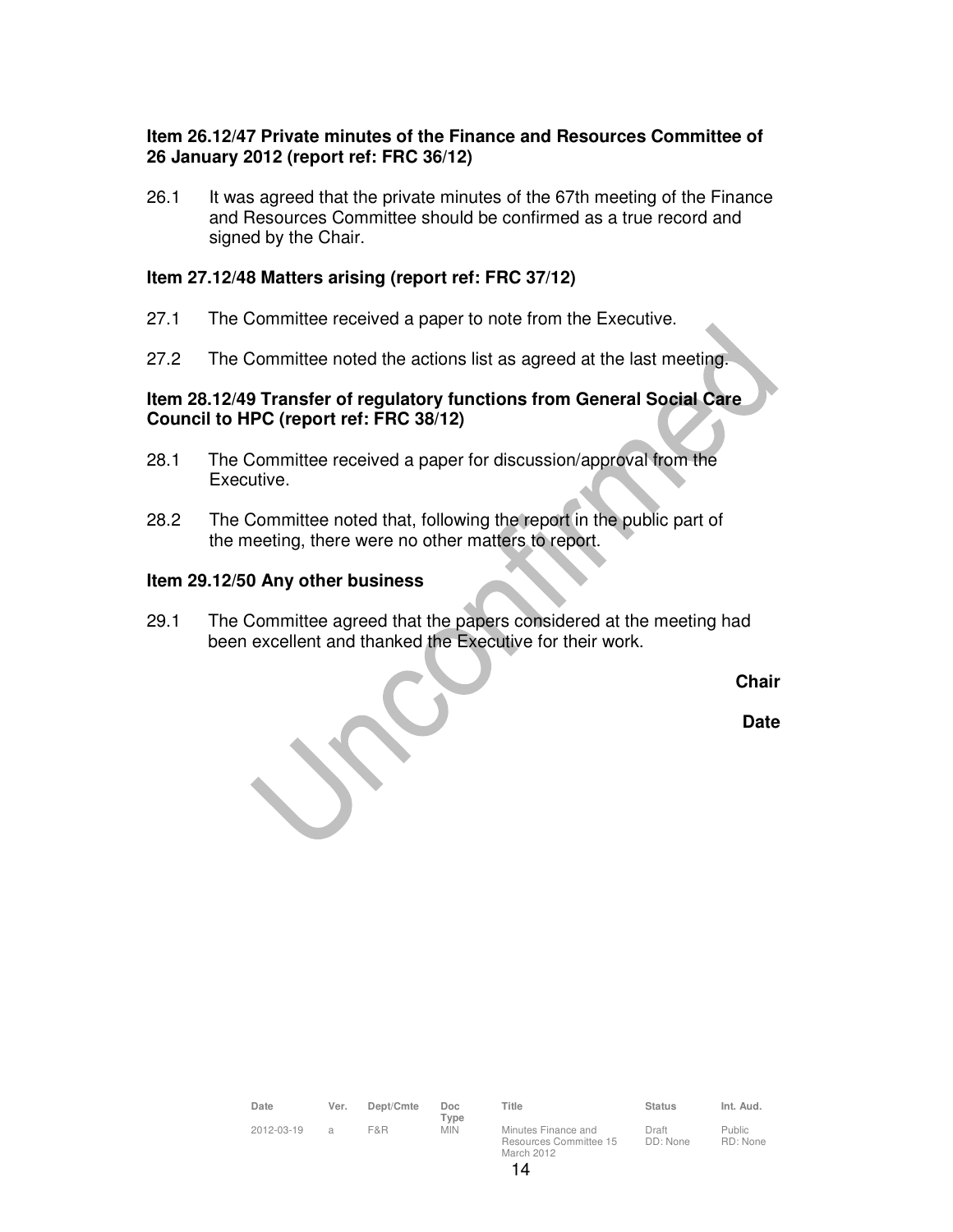**Item 26.12/47 Private minutes of the Finance and Resources Committee of 26 January 2012 (report ref: FRC 36/12)**

26.1 It was agreed that the private minutes of the 67th meeting of the Finance and Resources Committee should be confirmed as a true record and signed by the Chair.

**Item 27.12/48 Matters arising (report ref: FRC 37/12)**

27.1 The Committee received a paper to note from the Executive.

27.2 The Committee noted the actions list as agreed at the last meeting.

**Item 28.12/49 Transfer of regulatory functions from General Social Care Council to HPC (report ref: FRC 38/12)**

28.1 The Committee received a paper for discussion/approval from the Executive.

28.2 The Committee noted that, following the report in the public part of the meeting, there were no other matters to report.

**Item 29.12/50 Any other business**

29.1 The Committee agreed that the papers considered at the meeting had been excellent and thanked the Executive for their work.

**Chair**

**Date**

Unconfirmed

| Date | Ver. | Dept/Cmte | Doc Type | Title | Status | Int. Aud. |
|---|---|---|---|---|---|---|
| 2012-03-19 | a | F&R | MIN | Minutes Finance and Resources Committee 15 March 2012 | Draft DD: None | Public RD: None |